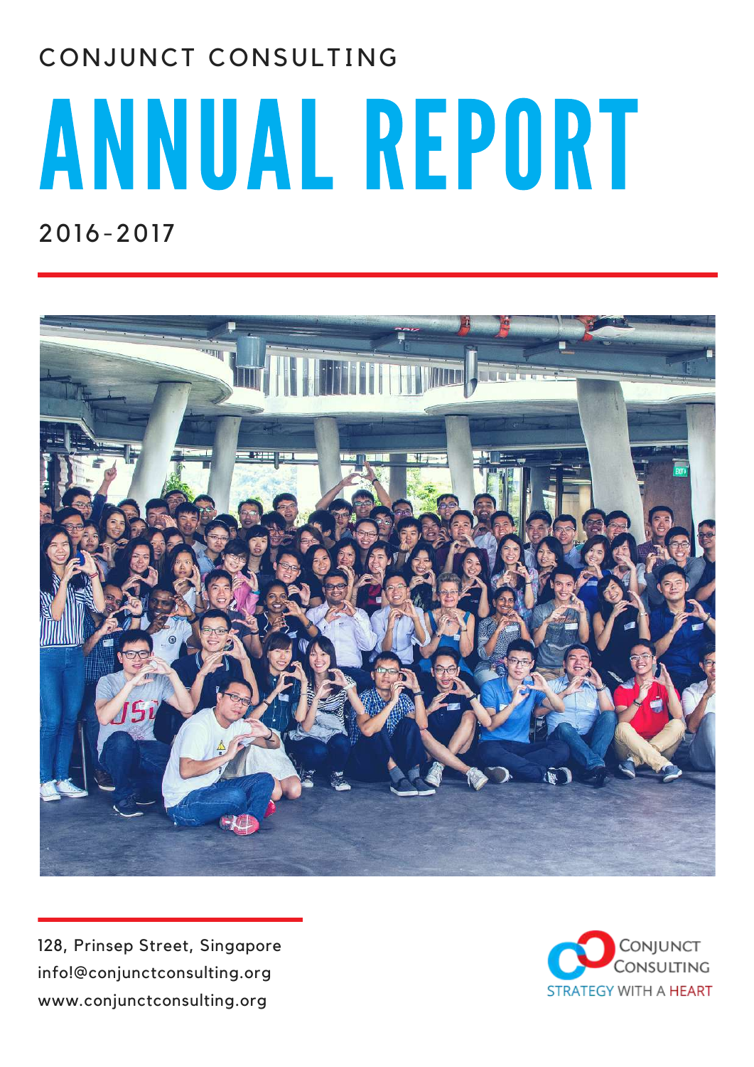CONJUNCT CONSULTING

# ANNUAL REPORT

2016-2017

128, Prinsep Street, Singapore
info!@conjunctconsulting.org
www.conjunctconsulting.org

CONJUNCT CONSULTING
STRATEGY WITH A HEART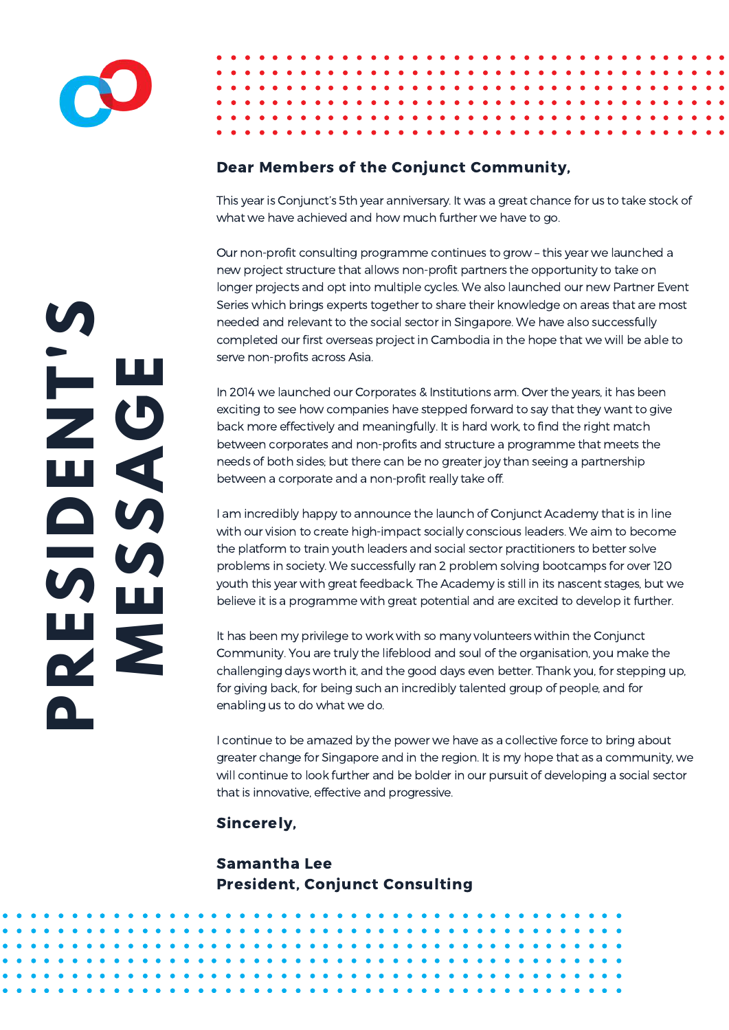# PRESIDENT'S MESSAGE

**Dear Members of the Conjunct Community,**

This year is Conjunct's 5th year anniversary. It was a great chance for us to take stock of what we have achieved and how much further we have to go.

Our non-profit consulting programme continues to grow – this year we launched a new project structure that allows non-profit partners the opportunity to take on longer projects and opt into multiple cycles. We also launched our new Partner Event Series which brings experts together to share their knowledge on areas that are most needed and relevant to the social sector in Singapore. We have also successfully completed our first overseas project in Cambodia in the hope that we will be able to serve non-profits across Asia.

In 2014 we launched our Corporates & Institutions arm. Over the years, it has been exciting to see how companies have stepped forward to say that they want to give back more effectively and meaningfully. It is hard work, to find the right match between corporates and non-profits and structure a programme that meets the needs of both sides; but there can be no greater joy than seeing a partnership between a corporate and a non-profit really take off.

I am incredibly happy to announce the launch of Conjunct Academy that is in line with our vision to create high-impact socially conscious leaders. We aim to become the platform to train youth leaders and social sector practitioners to better solve problems in society. We successfully ran 2 problem solving bootcamps for over 120 youth this year with great feedback. The Academy is still in its nascent stages, but we believe it is a programme with great potential and are excited to develop it further.

It has been my privilege to work with so many volunteers within the Conjunct Community. You are truly the lifeblood and soul of the organisation, you make the challenging days worth it, and the good days even better. Thank you, for stepping up, for giving back, for being such an incredibly talented group of people, and for enabling us to do what we do.

I continue to be amazed by the power we have as a collective force to bring about greater change for Singapore and in the region. It is my hope that as a community, we will continue to look further and be bolder in our pursuit of developing a social sector that is innovative, effective and progressive.

**Sincerely,**

**Samantha Lee**
**President, Conjunct Consulting**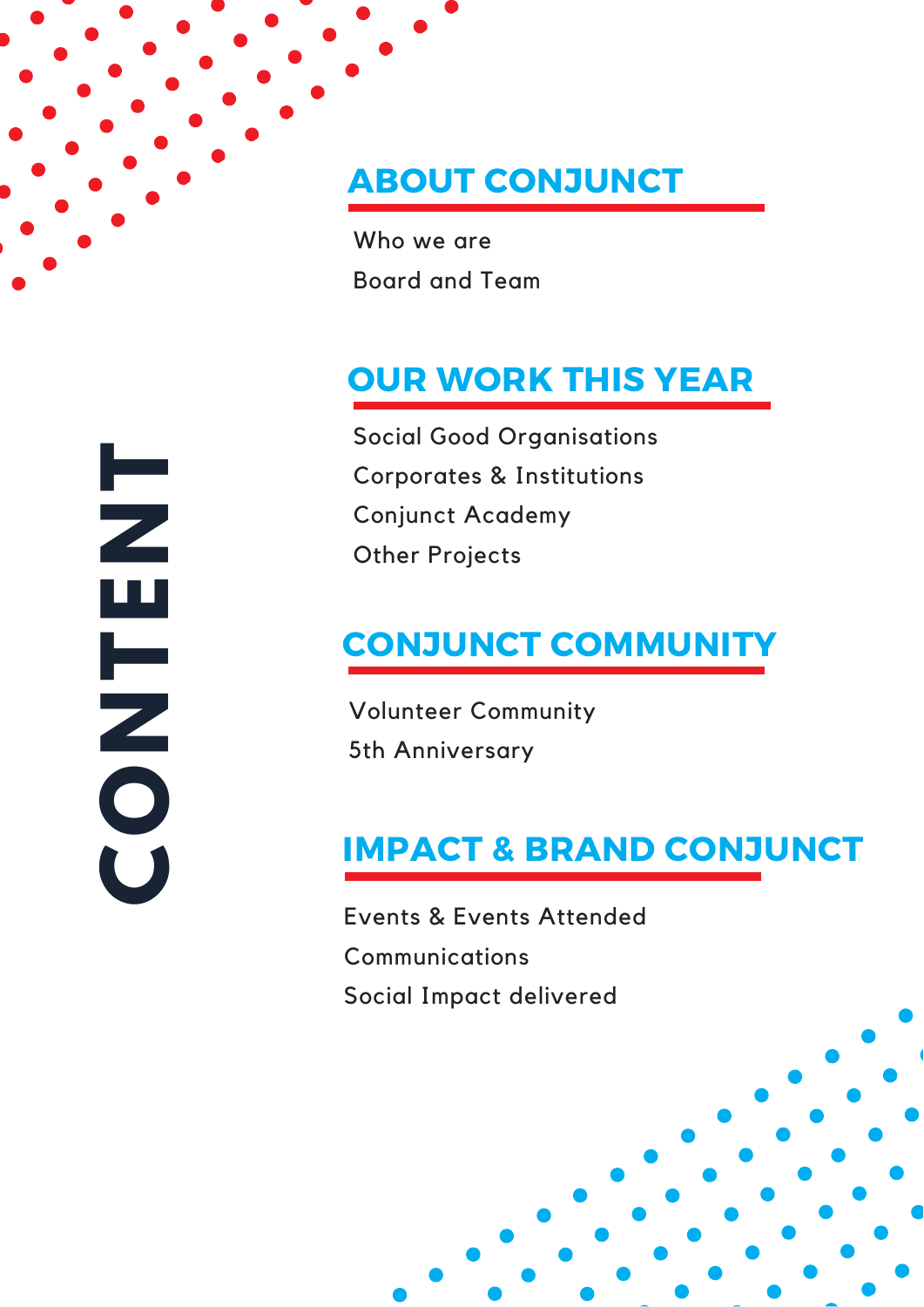# CONTENT

## ABOUT CONJUNCT

Who we are

Board and Team

## OUR WORK THIS YEAR

Social Good Organisations

Corporates & Institutions

Conjunct Academy

Other Projects

## CONJUNCT COMMUNITY

Volunteer Community

5th Anniversary

## IMPACT & BRAND CONJUNCT

Events & Events Attended

Communications

Social Impact delivered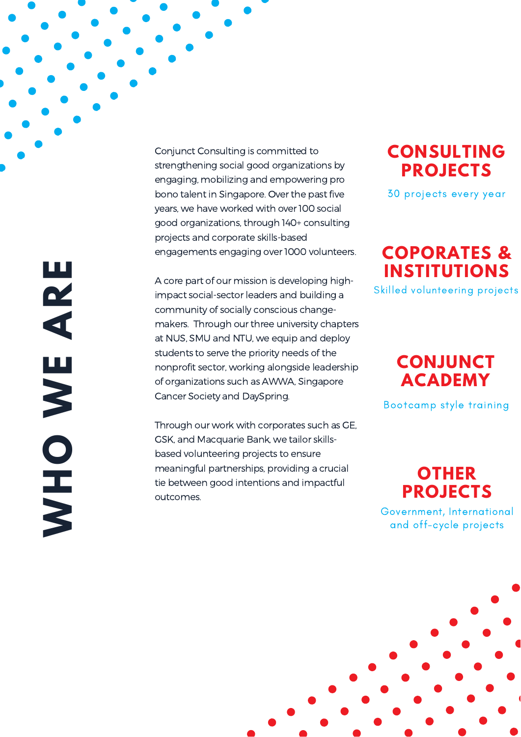# WHO WE ARE

Conjunct Consulting is committed to strengthening social good organizations by engaging, mobilizing and empowering pro bono talent in Singapore. Over the past five years, we have worked with over 100 social good organizations, through 140+ consulting projects and corporate skills-based engagements engaging over 1000 volunteers.

A core part of our mission is developing high-impact social-sector leaders and building a community of socially conscious change-makers. Through our three university chapters at NUS, SMU and NTU, we equip and deploy students to serve the priority needs of the nonprofit sector, working alongside leadership of organizations such as AWWA, Singapore Cancer Society and DaySpring.

Through our work with corporates such as GE, GSK, and Macquarie Bank, we tailor skills-based volunteering projects to ensure meaningful partnerships, providing a crucial tie between good intentions and impactful outcomes.

## CONSULTING PROJECTS

30 projects every year

## COPORATES & INSTITUTIONS

Skilled volunteering projects

## CONJUNCT ACADEMY

Bootcamp style training

## OTHER PROJECTS

Government, International and off-cycle projects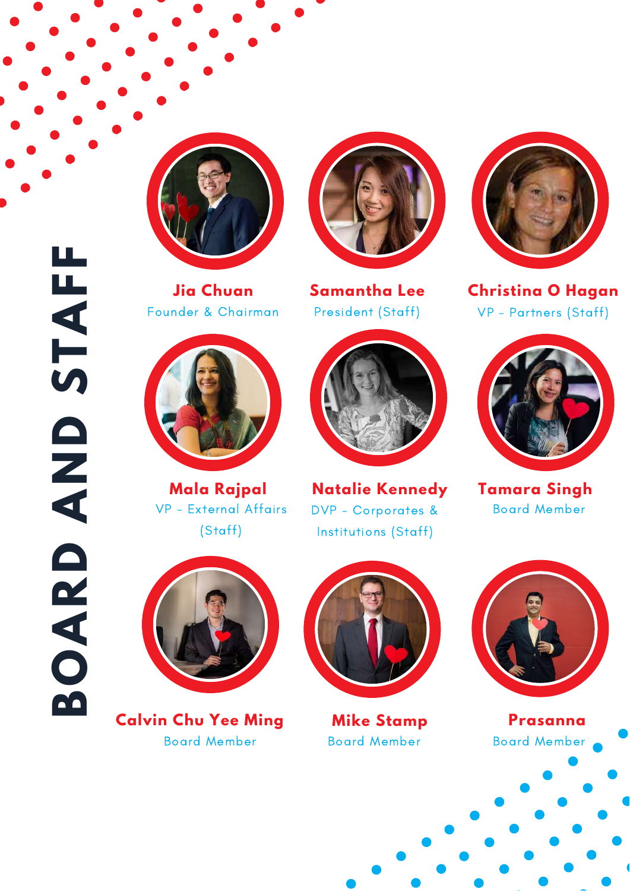# BOARD AND STAFF

**Jia Chuan**
Founder & Chairman

**Samantha Lee**
President (Staff)

**Christina O Hagan**
VP - Partners (Staff)

**Mala Rajpal**
VP - External Affairs (Staff)

**Natalie Kennedy**
DVP - Corporates & Institutions (Staff)

**Tamara Singh**
Board Member

**Calvin Chu Yee Ming**
Board Member

**Mike Stamp**
Board Member

**Prasanna**
Board Member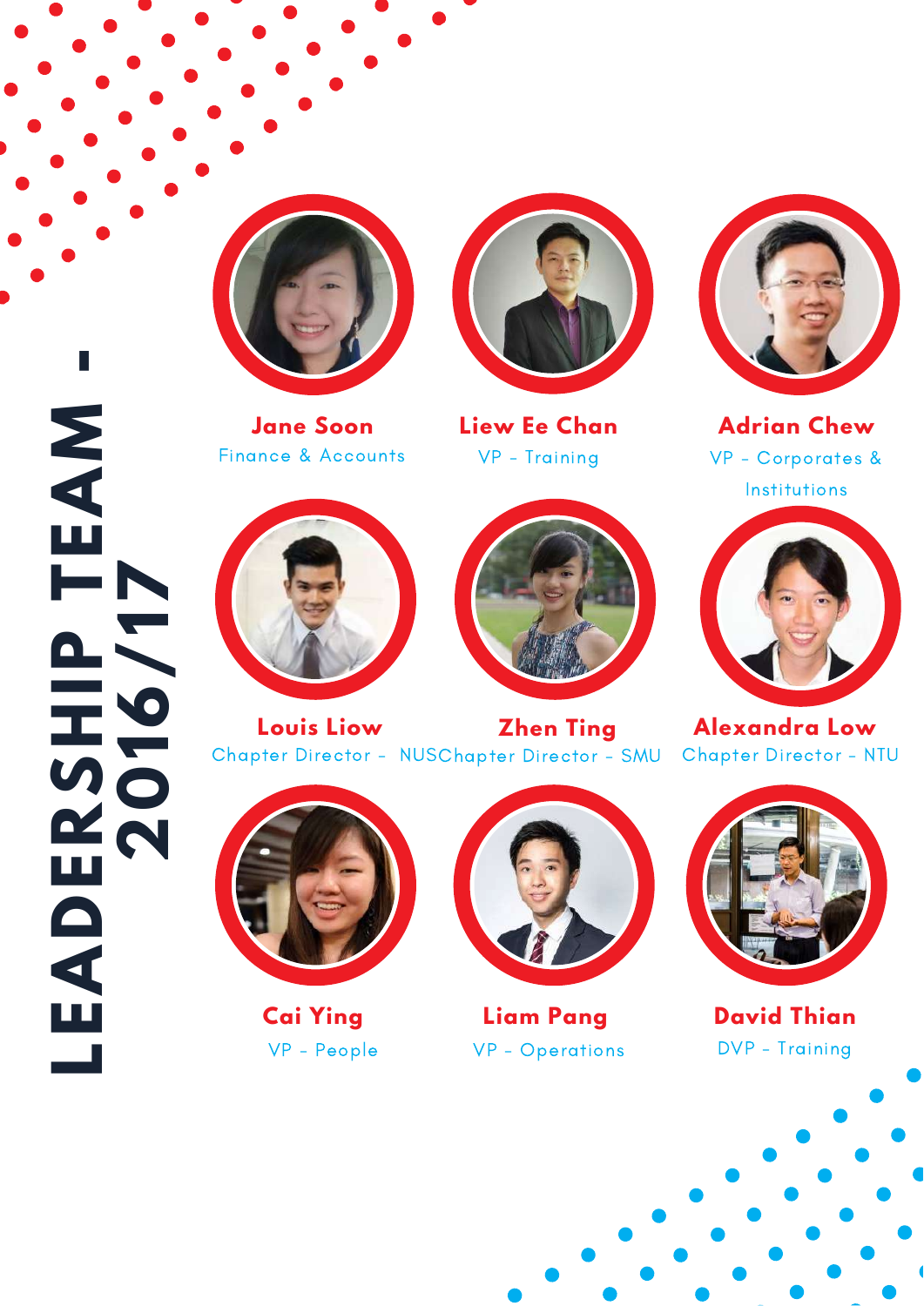# LEADERSHIP TEAM - 2016/17

**Jane Soon**
Finance & Accounts

**Liew Ee Chan**
VP - Training

**Adrian Chew**
VP - Corporates & Institutions

**Louis Liow**
Chapter Director - NUS

**Zhen Ting**
Chapter Director - SMU

**Alexandra Low**
Chapter Director - NTU

**Cai Ying**
VP - People

**Liam Pang**
VP - Operations

**David Thian**
DVP - Training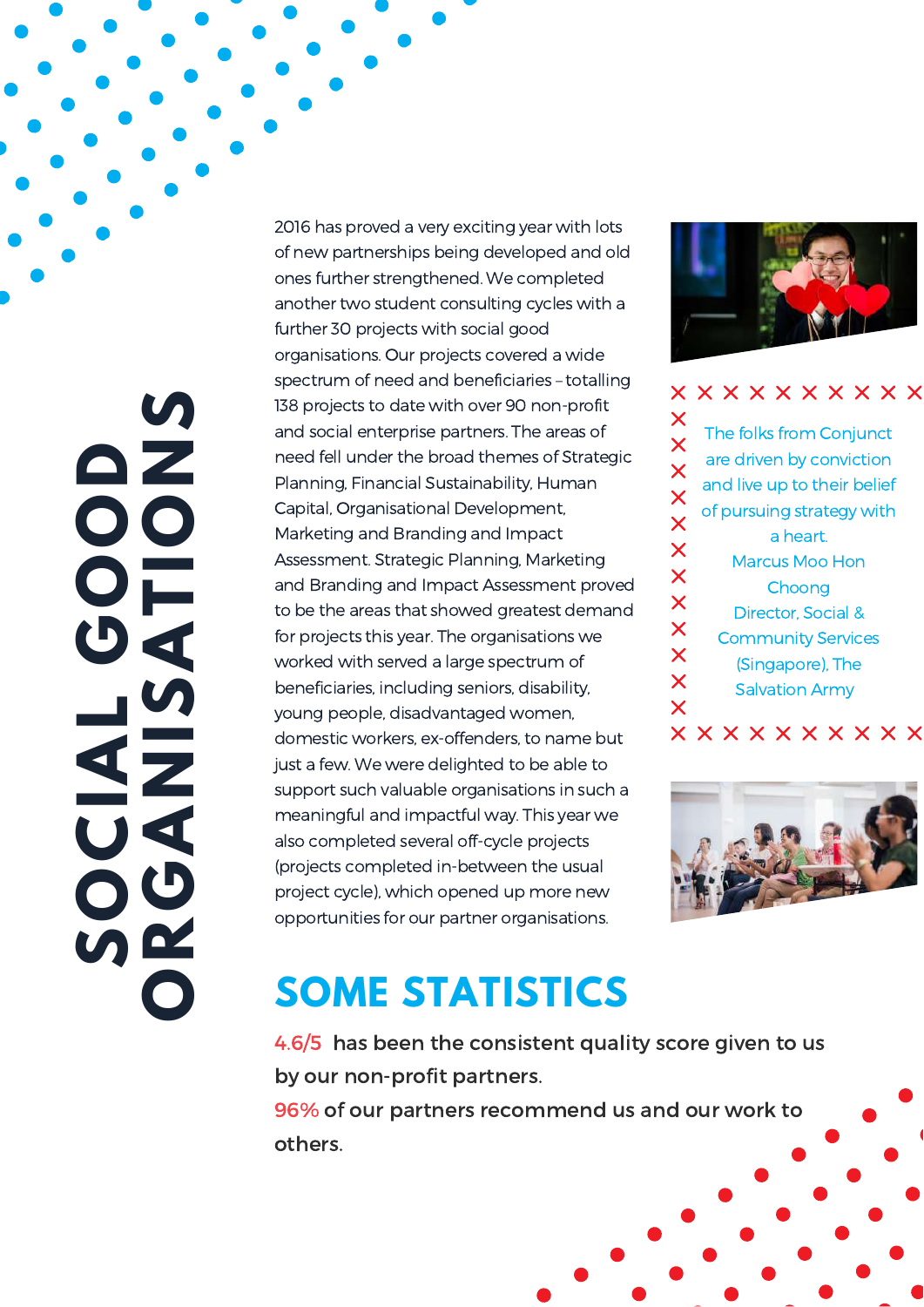# SOCIAL GOOD ORGANISATIONS

2016 has proved a very exciting year with lots of new partnerships being developed and old ones further strengthened. We completed another two student consulting cycles with a further 30 projects with social good organisations. Our projects covered a wide spectrum of need and beneficiaries – totalling 138 projects to date with over 90 non-profit and social enterprise partners. The areas of need fell under the broad themes of Strategic Planning, Financial Sustainability, Human Capital, Organisational Development, Marketing and Branding and Impact Assessment. Strategic Planning, Marketing and Branding and Impact Assessment proved to be the areas that showed greatest demand for projects this year. The organisations we worked with served a large spectrum of beneficiaries, including seniors, disability, young people, disadvantaged women, domestic workers, ex-offenders, to name but just a few. We were delighted to be able to support such valuable organisations in such a meaningful and impactful way. This year we also completed several off-cycle projects (projects completed in-between the usual project cycle), which opened up more new opportunities for our partner organisations.

> The folks from Conjunct are driven by conviction and live up to their belief of pursuing strategy with a heart.
>
> Marcus Moo Hon Choong
> Director, Social & Community Services (Singapore), The Salvation Army

## SOME STATISTICS

**4.6/5 has been the consistent quality score given to us by our non-profit partners.**

**96% of our partners recommend us and our work to others.**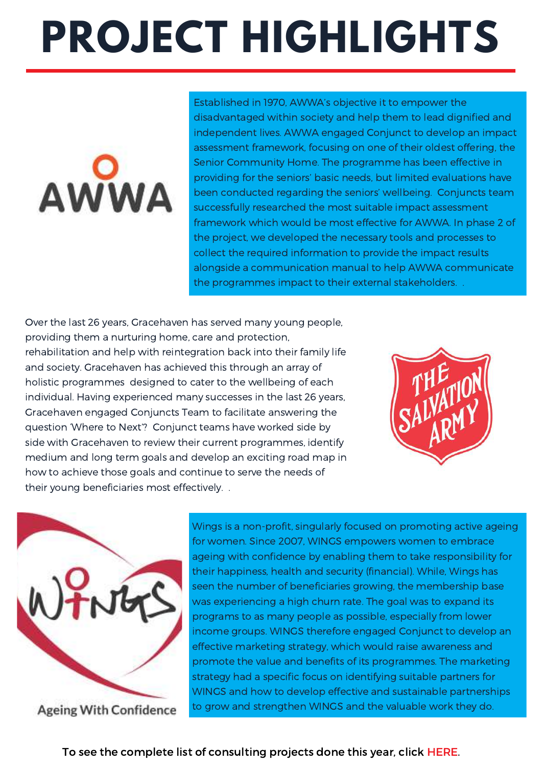# PROJECT HIGHLIGHTS

Established in 1970, AWWA's objective it to empower the disadvantaged within society and help them to lead dignified and independent lives. AWWA engaged Conjunct to develop an impact assessment framework, focusing on one of their oldest offering, the Senior Community Home. The programme has been effective in providing for the seniors' basic needs, but limited evaluations have been conducted regarding the seniors' wellbeing. Conjuncts team successfully researched the most suitable impact assessment framework which would be most effective for AWWA. In phase 2 of the project, we developed the necessary tools and processes to collect the required information to provide the impact results alongside a communication manual to help AWWA communicate the programmes impact to their external stakeholders. .

Over the last 26 years, Gracehaven has served many young people, providing them a nurturing home, care and protection, rehabilitation and help with reintegration back into their family life and society. Gracehaven has achieved this through an array of holistic programmes designed to cater to the wellbeing of each individual. Having experienced many successes in the last 26 years, Gracehaven engaged Conjuncts Team to facilitate answering the question 'Where to Next'? Conjunct teams have worked side by side with Gracehaven to review their current programmes, identify medium and long term goals and develop an exciting road map in how to achieve those goals and continue to serve the needs of their young beneficiaries most effectively. .

Wings is a non-profit, singularly focused on promoting active ageing for women. Since 2007, WINGS empowers women to embrace ageing with confidence by enabling them to take responsibility for their happiness, health and security (financial). While, Wings has seen the number of beneficiaries growing, the membership base was experiencing a high churn rate. The goal was to expand its programs to as many people as possible, especially from lower income groups. WINGS therefore engaged Conjunct to develop an effective marketing strategy, which would raise awareness and promote the value and benefits of its programmes. The marketing strategy had a specific focus on identifying suitable partners for WINGS and how to develop effective and sustainable partnerships to grow and strengthen WINGS and the valuable work they do.

To see the complete list of consulting projects done this year, click HERE.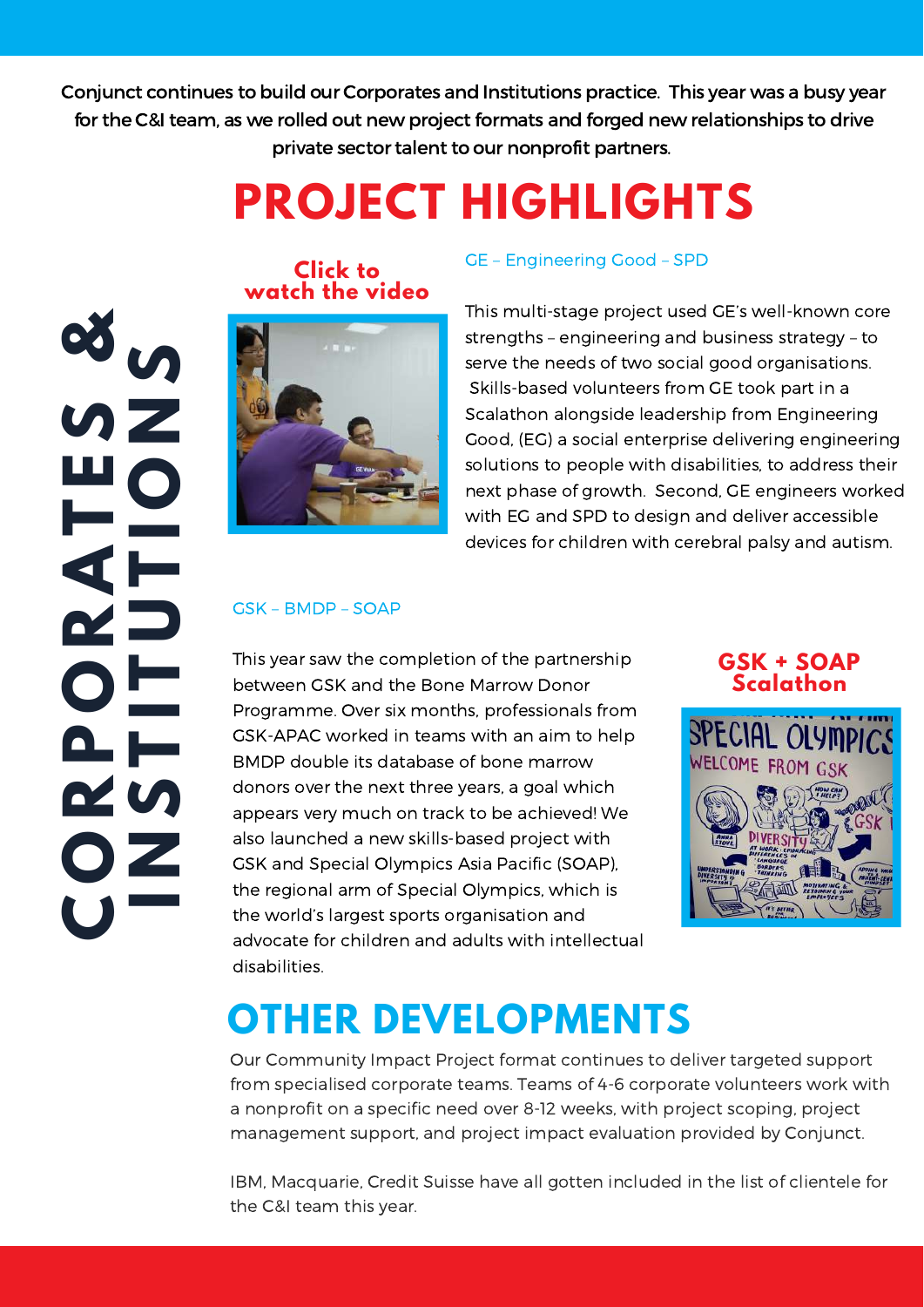# CORPORATES & INSTITUTIONS

Conjunct continues to build our Corporates and Institutions practice. This year was a busy year for the C&I team, as we rolled out new project formats and forged new relationships to drive private sector talent to our nonprofit partners.

## PROJECT HIGHLIGHTS

**Click to watch the video**

### GE – Engineering Good – SPD

This multi-stage project used GE's well-known core strengths – engineering and business strategy – to serve the needs of two social good organisations. Skills-based volunteers from GE took part in a Scalathon alongside leadership from Engineering Good, (EG) a social enterprise delivering engineering solutions to people with disabilities, to address their next phase of growth. Second, GE engineers worked with EG and SPD to design and deliver accessible devices for children with cerebral palsy and autism.

### GSK – BMDP – SOAP

This year saw the completion of the partnership between GSK and the Bone Marrow Donor Programme. Over six months, professionals from GSK-APAC worked in teams with an aim to help BMDP double its database of bone marrow donors over the next three years, a goal which appears very much on track to be achieved! We also launched a new skills-based project with GSK and Special Olympics Asia Pacific (SOAP), the regional arm of Special Olympics, which is the world's largest sports organisation and advocate for children and adults with intellectual disabilities.

**GSK + SOAP Scalathon**

## OTHER DEVELOPMENTS

Our Community Impact Project format continues to deliver targeted support from specialised corporate teams. Teams of 4-6 corporate volunteers work with a nonprofit on a specific need over 8-12 weeks, with project scoping, project management support, and project impact evaluation provided by Conjunct.

IBM, Macquarie, Credit Suisse have all gotten included in the list of clientele for the C&I team this year.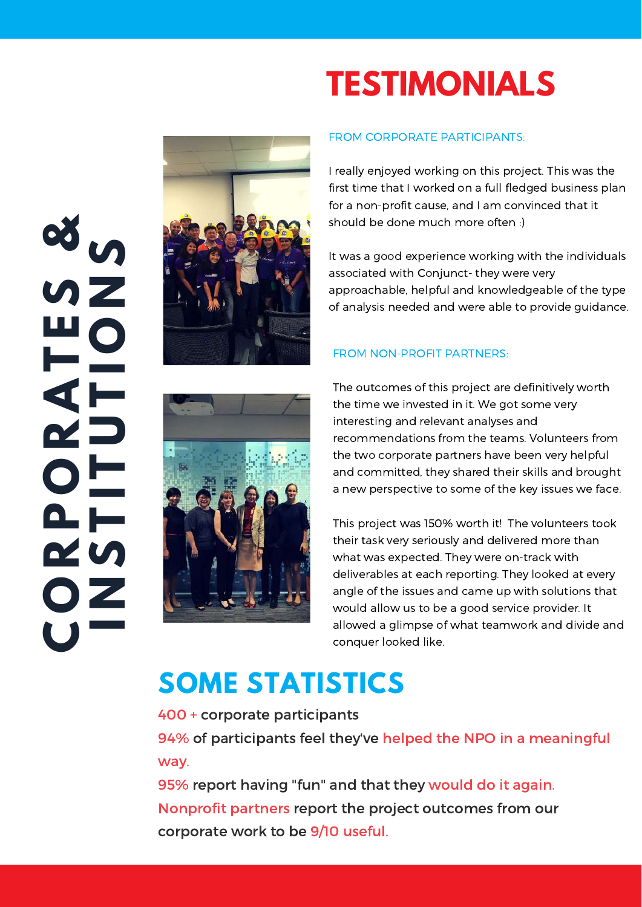# CORPORATES & INSTITUTIONS

# TESTIMONIALS

FROM CORPORATE PARTICIPANTS:

I really enjoyed working on this project. This was the first time that I worked on a full fledged business plan for a non-profit cause, and I am convinced that it should be done much more often :)

It was a good experience working with the individuals associated with Conjunct- they were very approachable, helpful and knowledgeable of the type of analysis needed and were able to provide guidance.

FROM NON-PROFIT PARTNERS:

The outcomes of this project are definitively worth the time we invested in it. We got some very interesting and relevant analyses and recommendations from the teams. Volunteers from the two corporate partners have been very helpful and committed, they shared their skills and brought a new perspective to some of the key issues we face.

This project was 150% worth it! The volunteers took their task very seriously and delivered more than what was expected. They were on-track with deliverables at each reporting. They looked at every angle of the issues and came up with solutions that would allow us to be a good service provider. It allowed a glimpse of what teamwork and divide and conquer looked like.

# SOME STATISTICS

400 + corporate participants

94% of participants feel they've helped the NPO in a meaningful way.

95% report having "fun" and that they would do it again.

Nonprofit partners report the project outcomes from our corporate work to be 9/10 useful.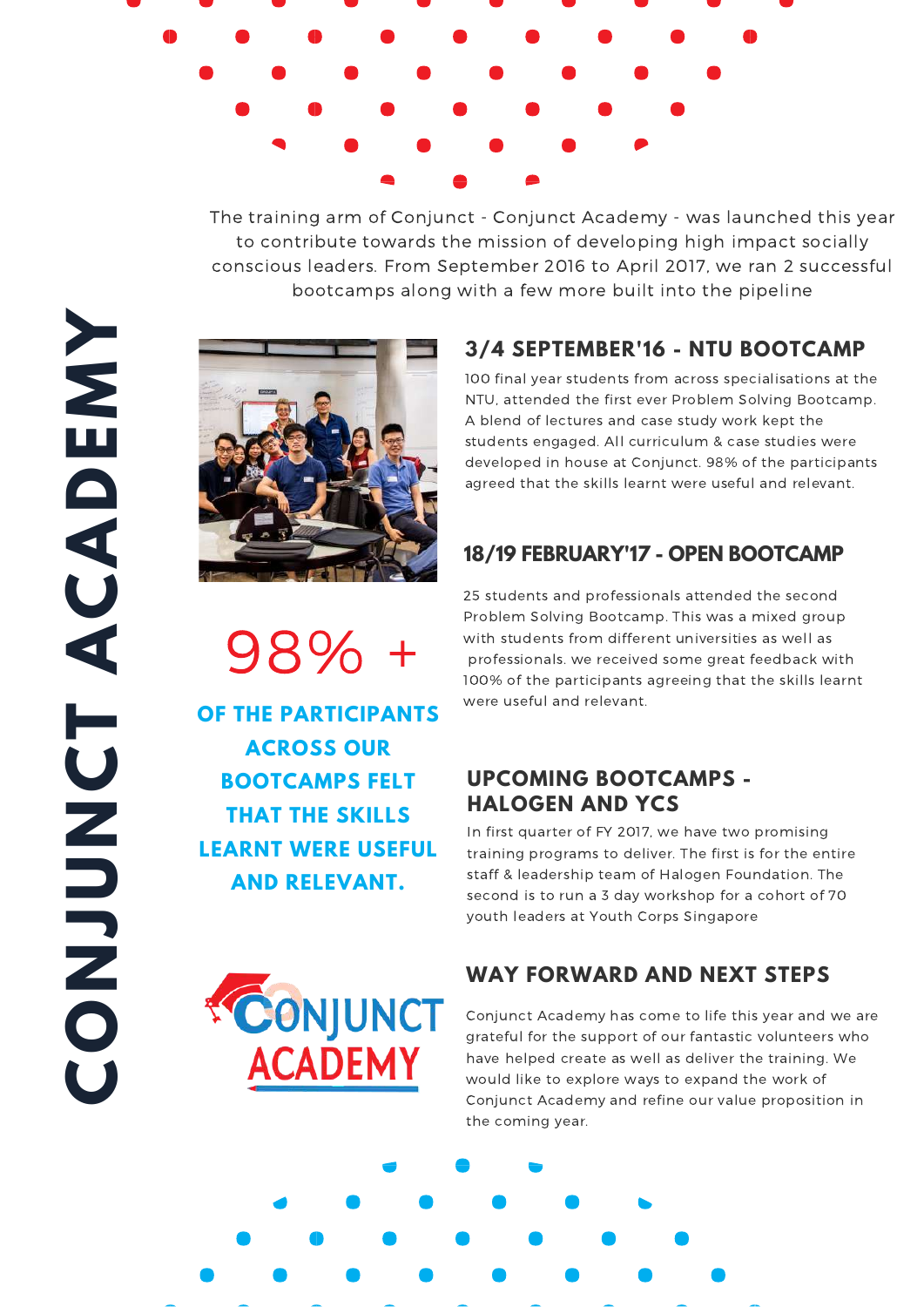# CONJUNCT ACADEMY

The training arm of Conjunct - Conjunct Academy - was launched this year to contribute towards the mission of developing high impact socially conscious leaders. From September 2016 to April 2017, we ran 2 successful bootcamps along with a few more built into the pipeline

## 3/4 SEPTEMBER'16 - NTU BOOTCAMP

100 final year students from across specialisations at the NTU, attended the first ever Problem Solving Bootcamp. A blend of lectures and case study work kept the students engaged. All curriculum & case studies were developed in house at Conjunct. 98% of the participants agreed that the skills learnt were useful and relevant.

## 18/19 FEBRUARY'17 - OPEN BOOTCAMP

25 students and professionals attended the second Problem Solving Bootcamp. This was a mixed group with students from different universities as well as professionals. we received some great feedback with 100% of the participants agreeing that the skills learnt were useful and relevant.

**98% +**

**OF THE PARTICIPANTS ACROSS OUR BOOTCAMPS FELT THAT THE SKILLS LEARNT WERE USEFUL AND RELEVANT.**

## UPCOMING BOOTCAMPS - HALOGEN AND YCS

In first quarter of FY 2017, we have two promising training programs to deliver. The first is for the entire staff & leadership team of Halogen Foundation. The second is to run a 3 day workshop for a cohort of 70 youth leaders at Youth Corps Singapore

## WAY FORWARD AND NEXT STEPS

Conjunct Academy has come to life this year and we are grateful for the support of our fantastic volunteers who have helped create as well as deliver the training. We would like to explore ways to expand the work of Conjunct Academy and refine our value proposition in the coming year.

CONJUNCT ACADEMY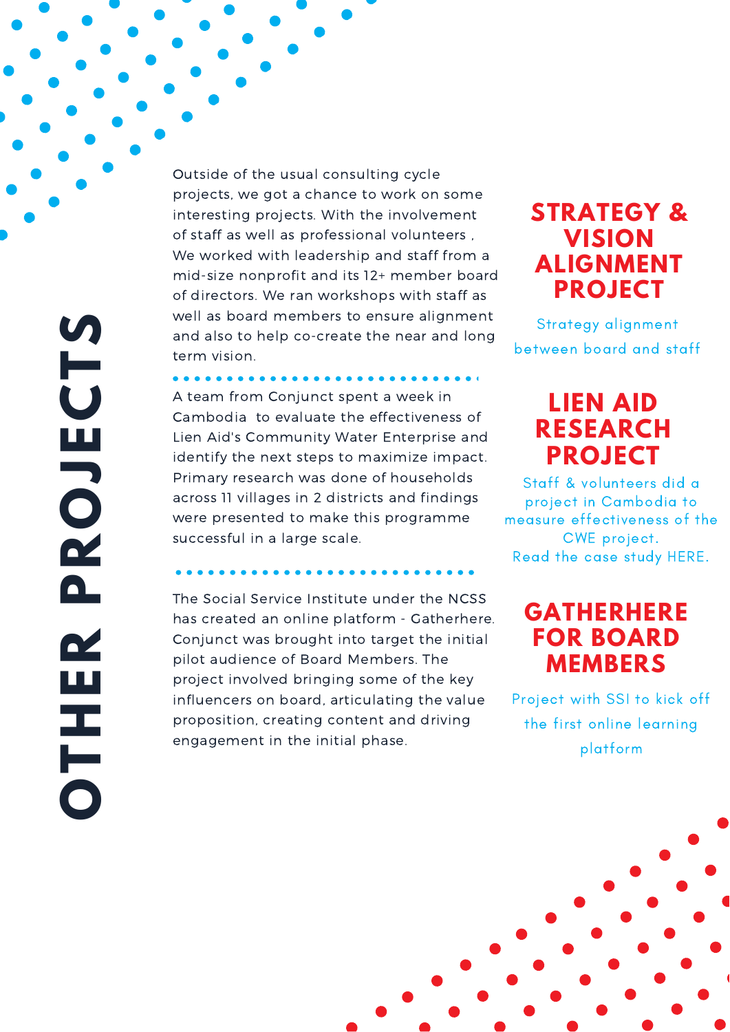# OTHER PROJECTS

## STRATEGY & VISION ALIGNMENT PROJECT

Strategy alignment between board and staff

Outside of the usual consulting cycle projects, we got a chance to work on some interesting projects. With the involvement of staff as well as professional volunteers , We worked with leadership and staff from a mid-size nonprofit and its 12+ member board of directors. We ran workshops with staff as well as board members to ensure alignment and also to help co-create the near and long term vision.

## LIEN AID RESEARCH PROJECT

Staff & volunteers did a project in Cambodia to measure effectiveness of the CWE project.
Read the case study HERE.

A team from Conjunct spent a week in Cambodia to evaluate the effectiveness of Lien Aid's Community Water Enterprise and identify the next steps to maximize impact. Primary research was done of households across 11 villages in 2 districts and findings were presented to make this programme successful in a large scale.

## GATHERHERE FOR BOARD MEMBERS

Project with SSI to kick off the first online learning platform

The Social Service Institute under the NCSS has created an online platform - Gatherhere. Conjunct was brought into target the initial pilot audience of Board Members. The project involved bringing some of the key influencers on board, articulating the value proposition, creating content and driving engagement in the initial phase.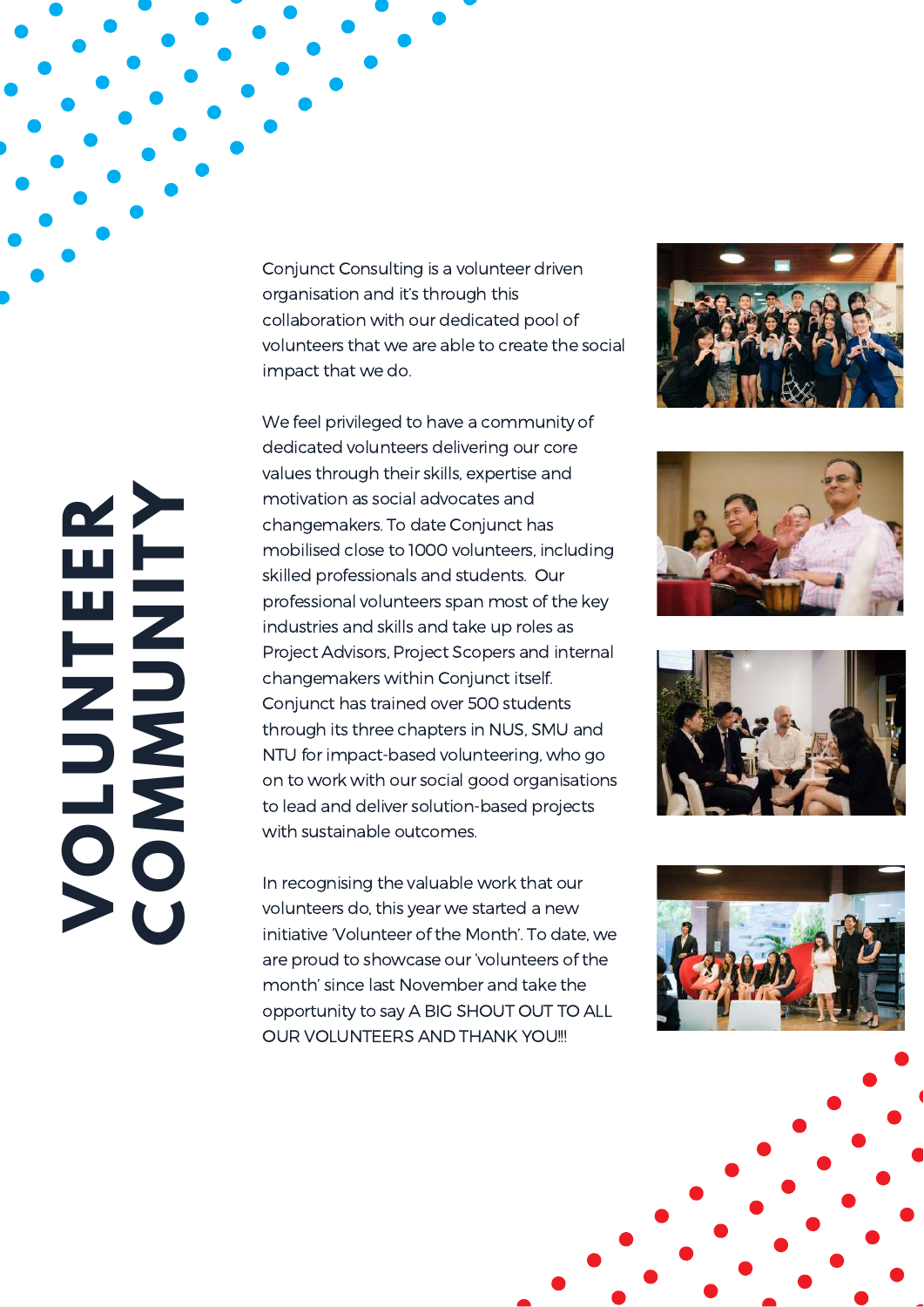# VOLUNTEER COMMUNITY

Conjunct Consulting is a volunteer driven organisation and it's through this collaboration with our dedicated pool of volunteers that we are able to create the social impact that we do.

We feel privileged to have a community of dedicated volunteers delivering our core values through their skills, expertise and motivation as social advocates and changemakers. To date Conjunct has mobilised close to 1000 volunteers, including skilled professionals and students. Our professional volunteers span most of the key industries and skills and take up roles as Project Advisors, Project Scopers and internal changemakers within Conjunct itself. Conjunct has trained over 500 students through its three chapters in NUS, SMU and NTU for impact-based volunteering, who go on to work with our social good organisations to lead and deliver solution-based projects with sustainable outcomes.

In recognising the valuable work that our volunteers do, this year we started a new initiative 'Volunteer of the Month'. To date, we are proud to showcase our 'volunteers of the month' since last November and take the opportunity to say A BIG SHOUT OUT TO ALL OUR VOLUNTEERS AND THANK YOU!!!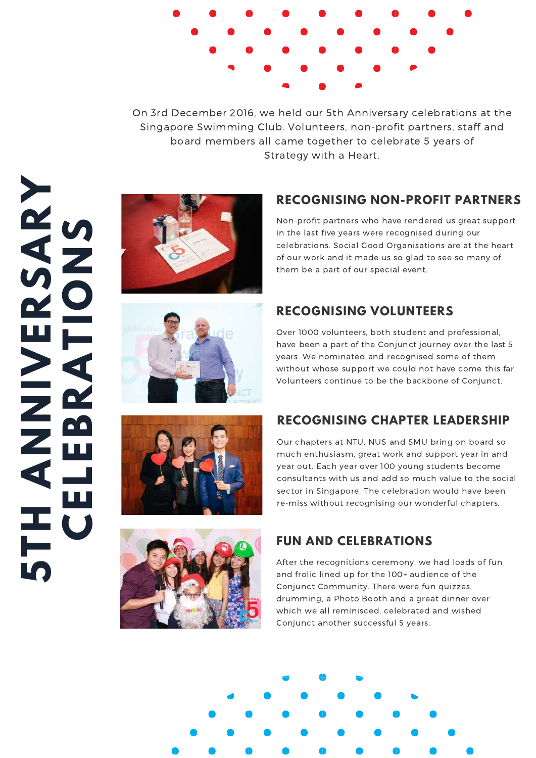# 5TH ANNIVERSARY CELEBRATIONS

On 3rd December 2016, we held our 5th Anniversary celebrations at the Singapore Swimming Club. Volunteers, non-profit partners, staff and board members all came together to celebrate 5 years of Strategy with a Heart.

## RECOGNISING NON-PROFIT PARTNERS

Non-profit partners who have rendered us great support in the last five years were recognised during our celebrations. Social Good Organisations are at the heart of our work and it made us so glad to see so many of them be a part of our special event.

## RECOGNISING VOLUNTEERS

Over 1000 volunteers, both student and professional, have been a part of the Conjunct journey over the last 5 years. We nominated and recognised some of them without whose support we could not have come this far. Volunteers continue to be the backbone of Conjunct.

## RECOGNISING CHAPTER LEADERSHIP

Our chapters at NTU, NUS and SMU bring on board so much enthusiasm, great work and support year in and year out. Each year over 100 young students become consultants with us and add so much value to the social sector in Singapore. The celebration would have been re-miss without recognising our wonderful chapters.

## FUN AND CELEBRATIONS

After the recognitions ceremony, we had loads of fun and frolic lined up for the 100+ audience of the Conjunct Community. There were fun quizzes, drumming, a Photo Booth and a great dinner over which we all reminisced, celebrated and wished Conjunct another successful 5 years.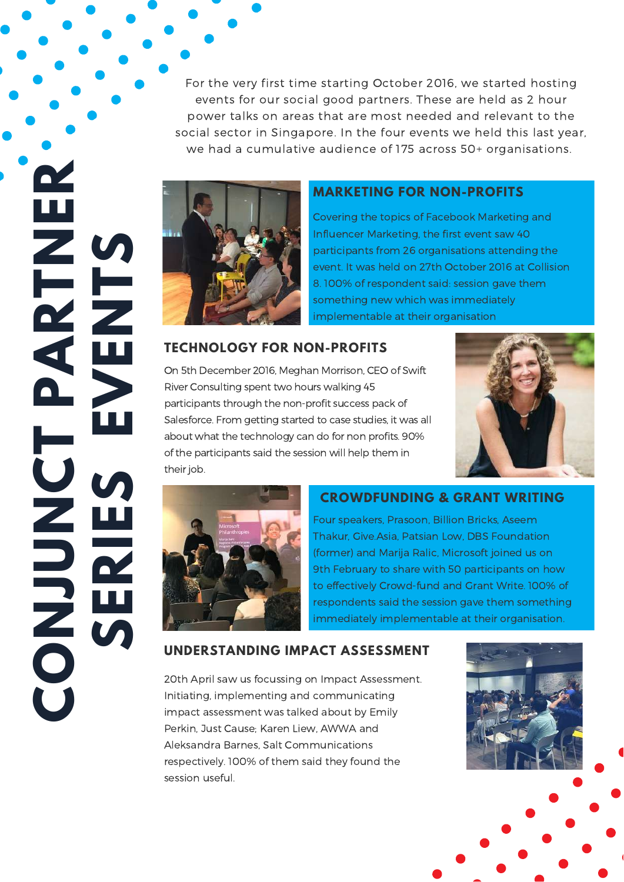# CONJUNCT PARTNER SERIES EVENTS

For the very first time starting October 2016, we started hosting events for our social good partners. These are held as 2 hour power talks on areas that are most needed and relevant to the social sector in Singapore. In the four events we held this last year, we had a cumulative audience of 175 across 50+ organisations.

## MARKETING FOR NON-PROFITS

Covering the topics of Facebook Marketing and Influencer Marketing, the first event saw 40 participants from 26 organisations attending the event. It was held on 27th October 2016 at Collision 8. 100% of respondent said: session gave them something new which was immediately implementable at their organisation

## TECHNOLOGY FOR NON-PROFITS

On 5th December 2016, Meghan Morrison, CEO of Swift River Consulting spent two hours walking 45 participants through the non-profit success pack of Salesforce. From getting started to case studies, it was all about what the technology can do for non profits. 90% of the participants said the session will help them in their job.

## CROWDFUNDING & GRANT WRITING

Four speakers, Prasoon, Billion Bricks, Aseem Thakur, Give.Asia, Patsian Low, DBS Foundation (former) and Marija Ralic, Microsoft joined us on 9th February to share with 50 participants on how to effectively Crowd-fund and Grant Write. 100% of respondents said the session gave them something immediately implementable at their organisation.

## UNDERSTANDING IMPACT ASSESSMENT

20th April saw us focussing on Impact Assessment. Initiating, implementing and communicating impact assessment was talked about by Emily Perkin, Just Cause; Karen Liew, AWWA and Aleksandra Barnes, Salt Communications respectively. 100% of them said they found the session useful.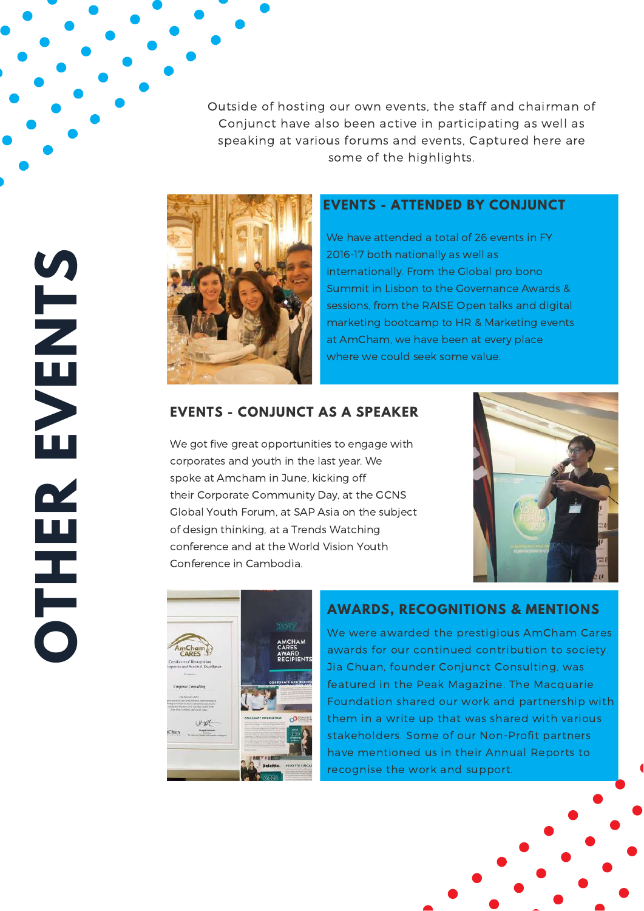# OTHER EVENTS

Outside of hosting our own events, the staff and chairman of Conjunct have also been active in participating as well as speaking at various forums and events, Captured here are some of the highlights.

## EVENTS - ATTENDED BY CONJUNCT

We have attended a total of 26 events in FY 2016-17 both nationally as well as internationally. From the Global pro bono Summit in Lisbon to the Governance Awards & sessions, from the RAISE Open talks and digital marketing bootcamp to HR & Marketing events at AmCham, we have been at every place where we could seek some value.

## EVENTS - CONJUNCT AS A SPEAKER

We got five great opportunities to engage with corporates and youth in the last year. We spoke at Amcham in June, kicking off their Corporate Community Day, at the GCNS Global Youth Forum, at SAP Asia on the subject of design thinking, at a Trends Watching conference and at the World Vision Youth Conference in Cambodia.

## AWARDS, RECOGNITIONS & MENTIONS

We were awarded the prestigious AmCham Cares awards for our continued contribution to society. Jia Chuan, founder Conjunct Consulting, was featured in the Peak Magazine. The Macquarie Foundation shared our work and partnership with them in a write up that was shared with various stakeholders. Some of our Non-Profit partners have mentioned us in their Annual Reports to recognise the work and support.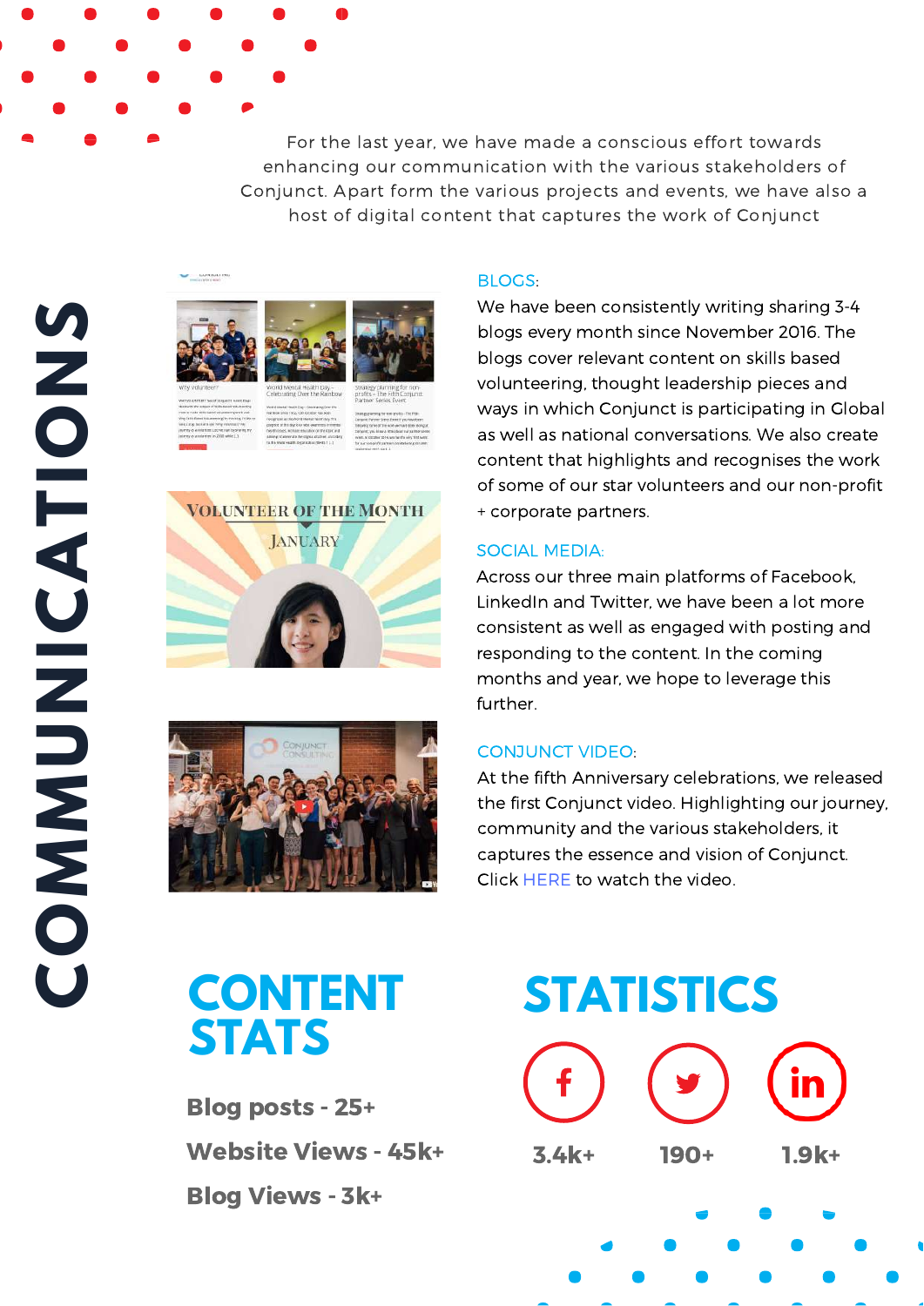# COMMUNICATIONS

For the last year, we have made a conscious effort towards enhancing our communication with the various stakeholders of Conjunct. Apart form the various projects and events, we have also a host of digital content that captures the work of Conjunct

BLOGS:

We have been consistently writing sharing 3-4 blogs every month since November 2016. The blogs cover relevant content on skills based volunteering, thought leadership pieces and ways in which Conjunct is participating in Global as well as national conversations. We also create content that highlights and recognises the work of some of our star volunteers and our non-profit + corporate partners.

SOCIAL MEDIA:

Across our three main platforms of Facebook, LinkedIn and Twitter, we have been a lot more consistent as well as engaged with posting and responding to the content. In the coming months and year, we hope to leverage this further.

CONJUNCT VIDEO:

At the fifth Anniversary celebrations, we released the first Conjunct video. Highlighting our journey, community and the various stakeholders, it captures the essence and vision of Conjunct. Click HERE to watch the video.

## CONTENT STATS

**Blog posts - 25+**

**Website Views - 45k+**

**Blog Views - 3k+**

## STATISTICS

| Facebook | Twitter | LinkedIn |
|---|---|---|
| 3.4k+ | 190+ | 1.9k+ |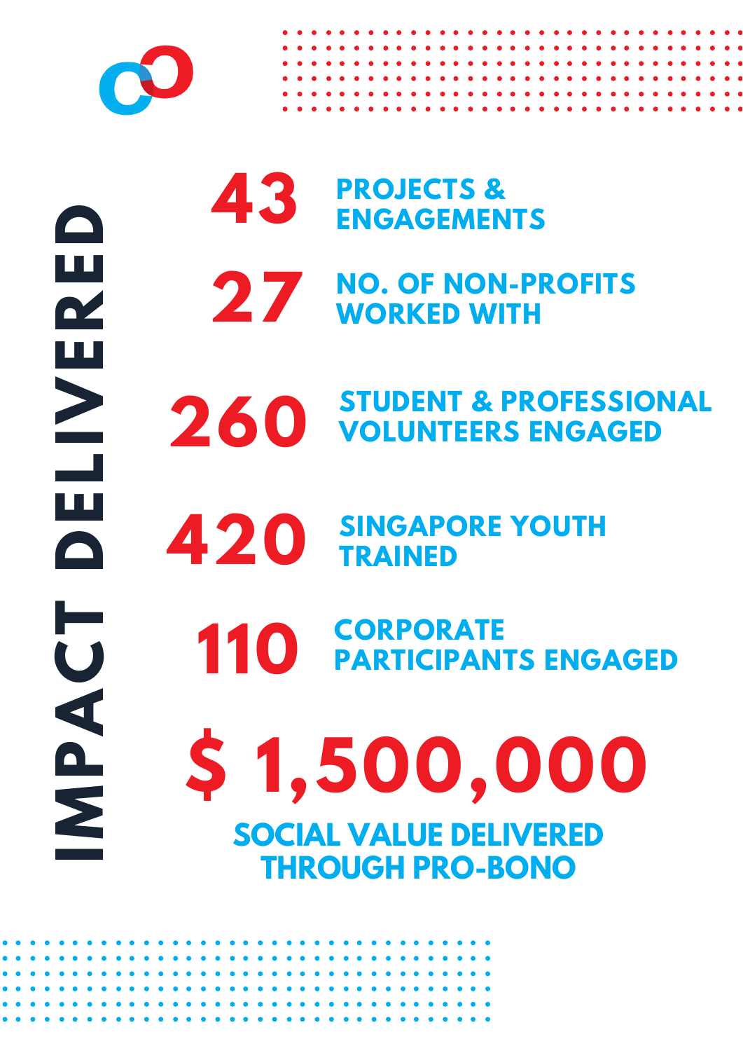# IMPACT DELIVERED

**43** PROJECTS & ENGAGEMENTS

**27** NO. OF NON-PROFITS WORKED WITH

**260** STUDENT & PROFESSIONAL VOLUNTEERS ENGAGED

**420** SINGAPORE YOUTH TRAINED

**110** CORPORATE PARTICIPANTS ENGAGED

**$ 1,500,000**

SOCIAL VALUE DELIVERED THROUGH PRO-BONO